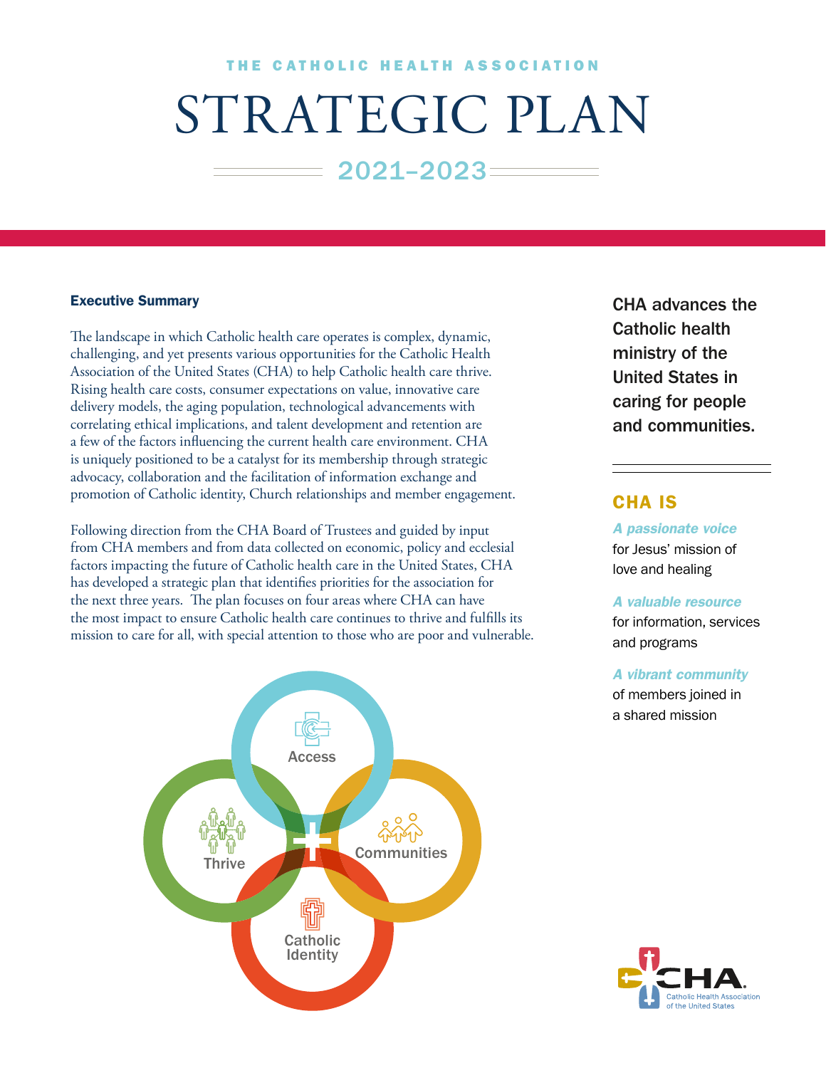THE CATHOLIC HEALTH ASSOCIATION

# STRATEGIC PLAN

## 2021–2023

### Executive Summary

The landscape in which Catholic health care operates is complex, dynamic, challenging, and yet presents various opportunities for the Catholic Health Association of the United States (CHA) to help Catholic health care thrive. Rising health care costs, consumer expectations on value, innovative care delivery models, the aging population, technological advancements with correlating ethical implications, and talent development and retention are a few of the factors influencing the current health care environment. CHA is uniquely positioned to be a catalyst for its membership through strategic advocacy, collaboration and the facilitation of information exchange and promotion of Catholic identity, Church relationships and member engagement.

Following direction from the CHA Board of Trustees and guided by input from CHA members and from data collected on economic, policy and ecclesial factors impacting the future of Catholic health care in the United States, CHA has developed a strategic plan that identifies priorities for the association for the next three years. The plan focuses on four areas where CHA can have the most impact to ensure Catholic health care continues to thrive and fulfills its mission to care for all, with special attention to those who are poor and vulnerable.

Access

Thrive

Communities

Catholic Identity

**CHA advances the Catholic health ministry of the United States in caring for people and communities.**

### CHA IS

***A passionate voice*** for Jesus' mission of love and healing

***A valuable resource*** for information, services and programs

***A vibrant community*** of members joined in a shared mission

CHA Catholic Health Association of the United States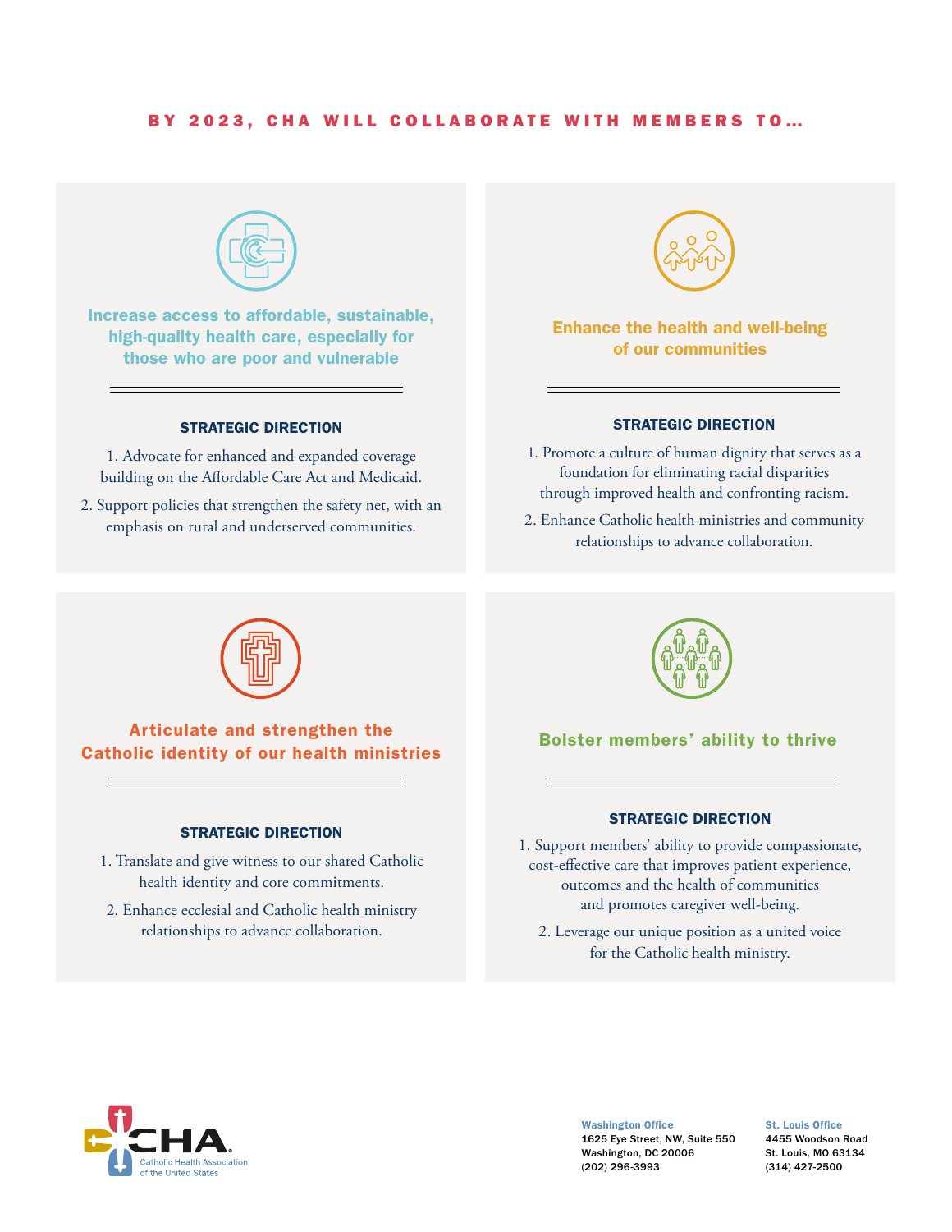## BY 2023, CHA WILL COLLABORATE WITH MEMBERS TO…

### Increase access to affordable, sustainable, high-quality health care, especially for those who are poor and vulnerable

**STRATEGIC DIRECTION**

1. Advocate for enhanced and expanded coverage building on the Affordable Care Act and Medicaid.
2. Support policies that strengthen the safety net, with an emphasis on rural and underserved communities.

### Enhance the health and well-being of our communities

**STRATEGIC DIRECTION**

1. Promote a culture of human dignity that serves as a foundation for eliminating racial disparities through improved health and confronting racism.
2. Enhance Catholic health ministries and community relationships to advance collaboration.

### Articulate and strengthen the Catholic identity of our health ministries

**STRATEGIC DIRECTION**

1. Translate and give witness to our shared Catholic health identity and core commitments.
2. Enhance ecclesial and Catholic health ministry relationships to advance collaboration.

### Bolster members' ability to thrive

**STRATEGIC DIRECTION**

1. Support members' ability to provide compassionate, cost-effective care that improves patient experience, outcomes and the health of communities and promotes caregiver well-being.
2. Leverage our unique position as a united voice for the Catholic health ministry.

CHA Catholic Health Association of the United States

**Washington Office**
1625 Eye Street, NW, Suite 550
Washington, DC 20006
(202) 296-3993

**St. Louis Office**
4455 Woodson Road
St. Louis, MO 63134
(314) 427-2500